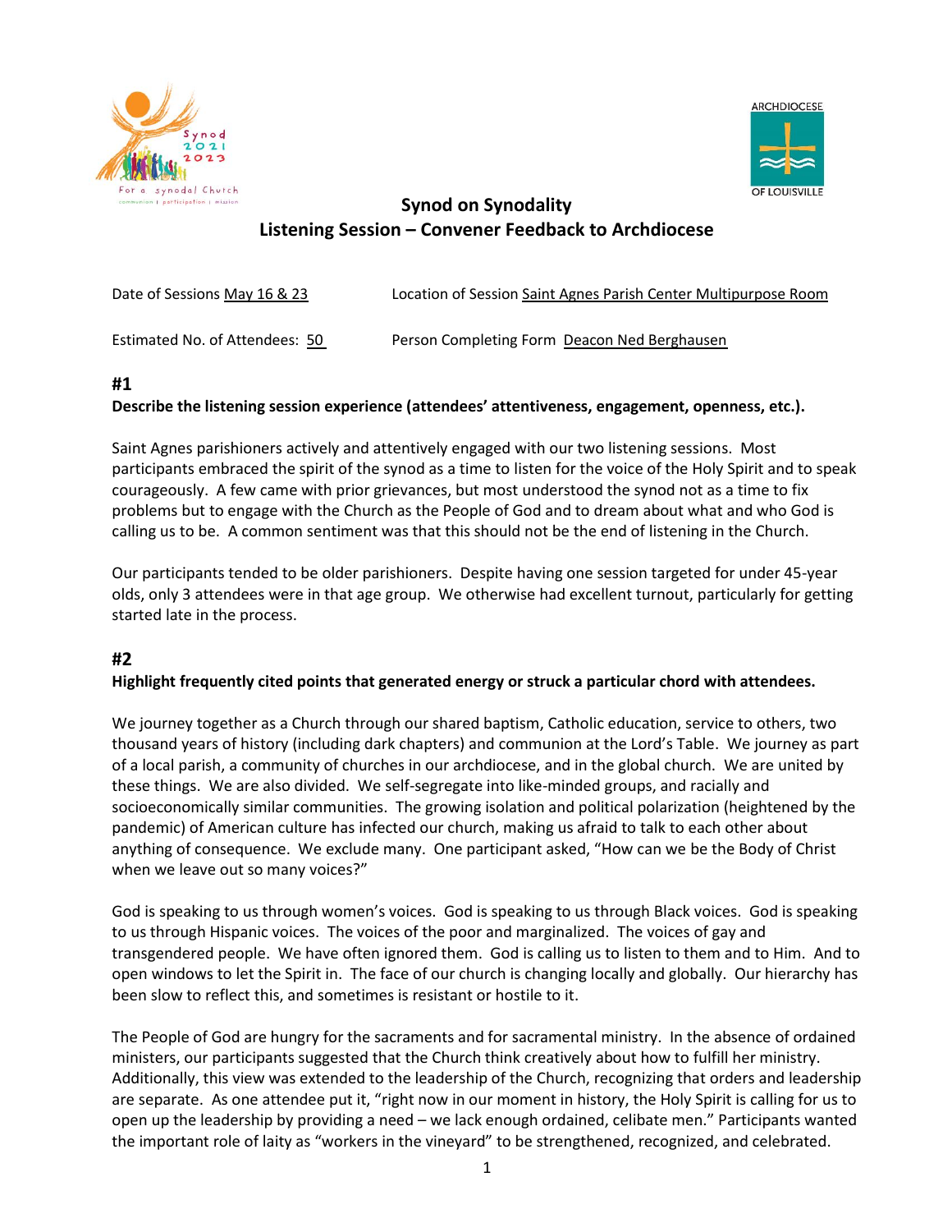## Synod on Synodality
## Listening Session – Convener Feedback to Archdiocese

Date of Sessions May 16 & 23 Location of Session Saint Agnes Parish Center Multipurpose Room

Estimated No. of Attendees: 50 Person Completing Form Deacon Ned Berghausen

### #1

**Describe the listening session experience (attendees' attentiveness, engagement, openness, etc.).**

Saint Agnes parishioners actively and attentively engaged with our two listening sessions. Most participants embraced the spirit of the synod as a time to listen for the voice of the Holy Spirit and to speak courageously. A few came with prior grievances, but most understood the synod not as a time to fix problems but to engage with the Church as the People of God and to dream about what and who God is calling us to be. A common sentiment was that this should not be the end of listening in the Church.

Our participants tended to be older parishioners. Despite having one session targeted for under 45-year olds, only 3 attendees were in that age group. We otherwise had excellent turnout, particularly for getting started late in the process.

### #2

**Highlight frequently cited points that generated energy or struck a particular chord with attendees.**

We journey together as a Church through our shared baptism, Catholic education, service to others, two thousand years of history (including dark chapters) and communion at the Lord's Table. We journey as part of a local parish, a community of churches in our archdiocese, and in the global church. We are united by these things. We are also divided. We self-segregate into like-minded groups, and racially and socioeconomically similar communities. The growing isolation and political polarization (heightened by the pandemic) of American culture has infected our church, making us afraid to talk to each other about anything of consequence. We exclude many. One participant asked, "How can we be the Body of Christ when we leave out so many voices?"

God is speaking to us through women's voices. God is speaking to us through Black voices. God is speaking to us through Hispanic voices. The voices of the poor and marginalized. The voices of gay and transgendered people. We have often ignored them. God is calling us to listen to them and to Him. And to open windows to let the Spirit in. The face of our church is changing locally and globally. Our hierarchy has been slow to reflect this, and sometimes is resistant or hostile to it.

The People of God are hungry for the sacraments and for sacramental ministry. In the absence of ordained ministers, our participants suggested that the Church think creatively about how to fulfill her ministry. Additionally, this view was extended to the leadership of the Church, recognizing that orders and leadership are separate. As one attendee put it, "right now in our moment in history, the Holy Spirit is calling for us to open up the leadership by providing a need – we lack enough ordained, celibate men." Participants wanted the important role of laity as "workers in the vineyard" to be strengthened, recognized, and celebrated.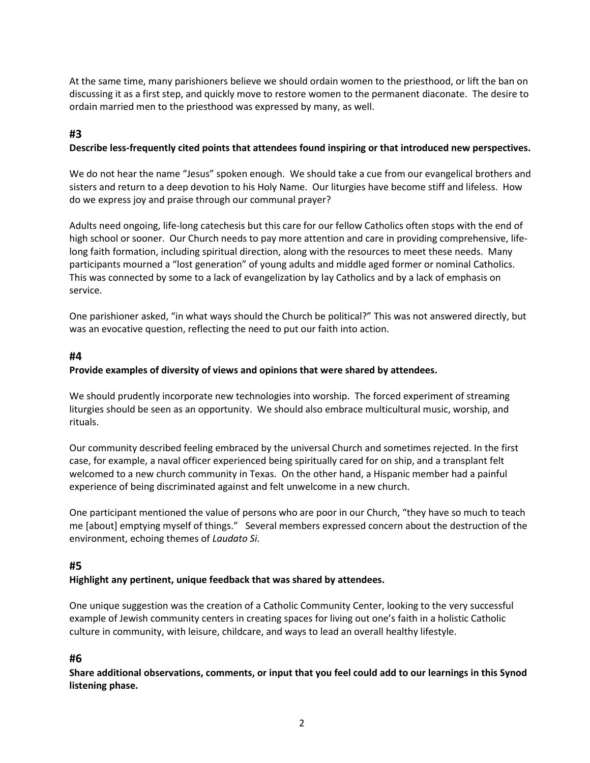At the same time, many parishioners believe we should ordain women to the priesthood, or lift the ban on discussing it as a first step, and quickly move to restore women to the permanent diaconate. The desire to ordain married men to the priesthood was expressed by many, as well.

## #3

**Describe less-frequently cited points that attendees found inspiring or that introduced new perspectives.**

We do not hear the name "Jesus" spoken enough. We should take a cue from our evangelical brothers and sisters and return to a deep devotion to his Holy Name. Our liturgies have become stiff and lifeless. How do we express joy and praise through our communal prayer?

Adults need ongoing, life-long catechesis but this care for our fellow Catholics often stops with the end of high school or sooner. Our Church needs to pay more attention and care in providing comprehensive, life-long faith formation, including spiritual direction, along with the resources to meet these needs. Many participants mourned a "lost generation" of young adults and middle aged former or nominal Catholics. This was connected by some to a lack of evangelization by lay Catholics and by a lack of emphasis on service.

One parishioner asked, "in what ways should the Church be political?" This was not answered directly, but was an evocative question, reflecting the need to put our faith into action.

## #4

**Provide examples of diversity of views and opinions that were shared by attendees.**

We should prudently incorporate new technologies into worship. The forced experiment of streaming liturgies should be seen as an opportunity. We should also embrace multicultural music, worship, and rituals.

Our community described feeling embraced by the universal Church and sometimes rejected. In the first case, for example, a naval officer experienced being spiritually cared for on ship, and a transplant felt welcomed to a new church community in Texas. On the other hand, a Hispanic member had a painful experience of being discriminated against and felt unwelcome in a new church.

One participant mentioned the value of persons who are poor in our Church, "they have so much to teach me [about] emptying myself of things." Several members expressed concern about the destruction of the environment, echoing themes of *Laudato Si.*

## #5

**Highlight any pertinent, unique feedback that was shared by attendees.**

One unique suggestion was the creation of a Catholic Community Center, looking to the very successful example of Jewish community centers in creating spaces for living out one's faith in a holistic Catholic culture in community, with leisure, childcare, and ways to lead an overall healthy lifestyle.

## #6

**Share additional observations, comments, or input that you feel could add to our learnings in this Synod listening phase.**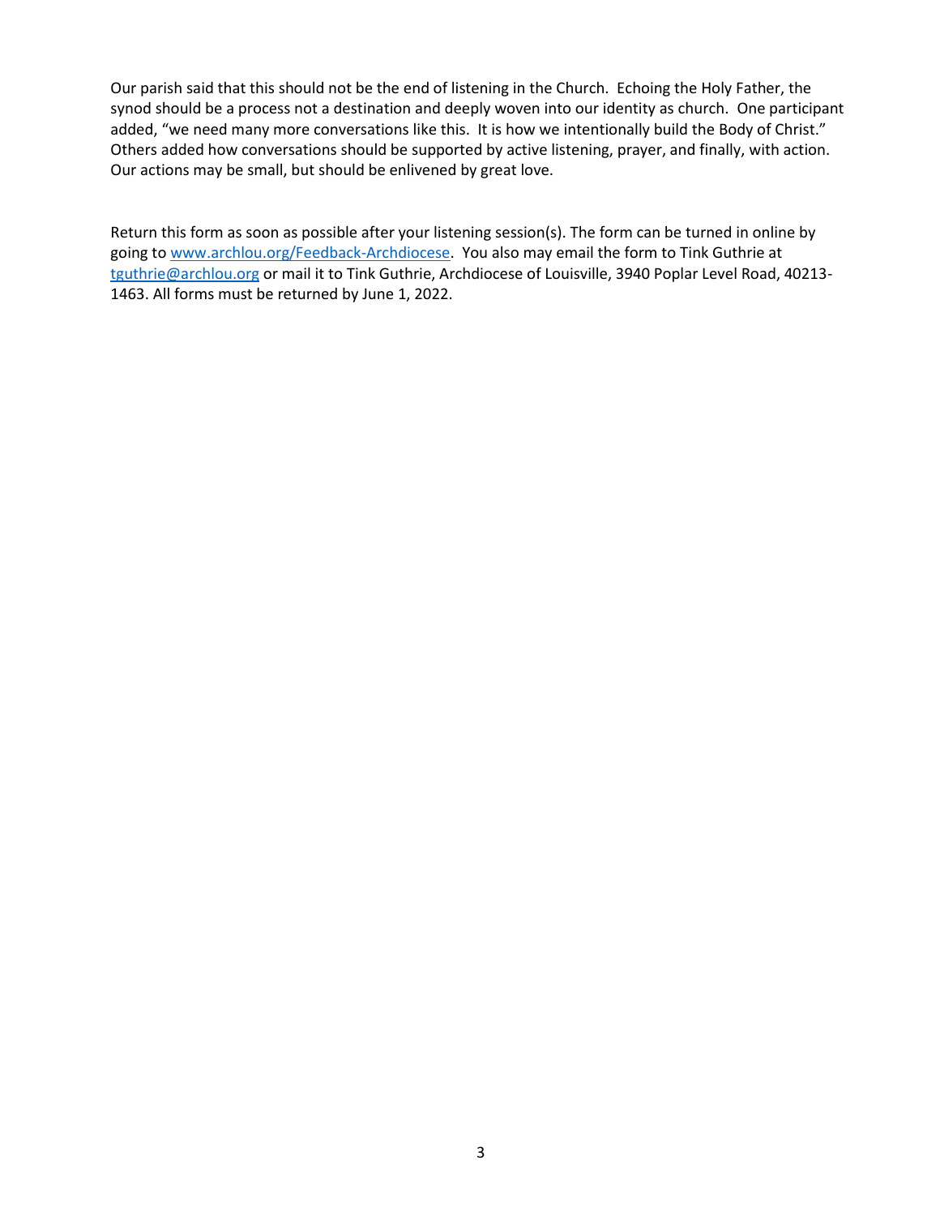Our parish said that this should not be the end of listening in the Church. Echoing the Holy Father, the synod should be a process not a destination and deeply woven into our identity as church. One participant added, "we need many more conversations like this. It is how we intentionally build the Body of Christ." Others added how conversations should be supported by active listening, prayer, and finally, with action. Our actions may be small, but should be enlivened by great love.

Return this form as soon as possible after your listening session(s). The form can be turned in online by going to [www.archlou.org/Feedback-Archdiocese](www.archlou.org/Feedback-Archdiocese). You also may email the form to Tink Guthrie at [tguthrie@archlou.org](mailto:tguthrie@archlou.org) or mail it to Tink Guthrie, Archdiocese of Louisville, 3940 Poplar Level Road, 40213-1463. All forms must be returned by June 1, 2022.